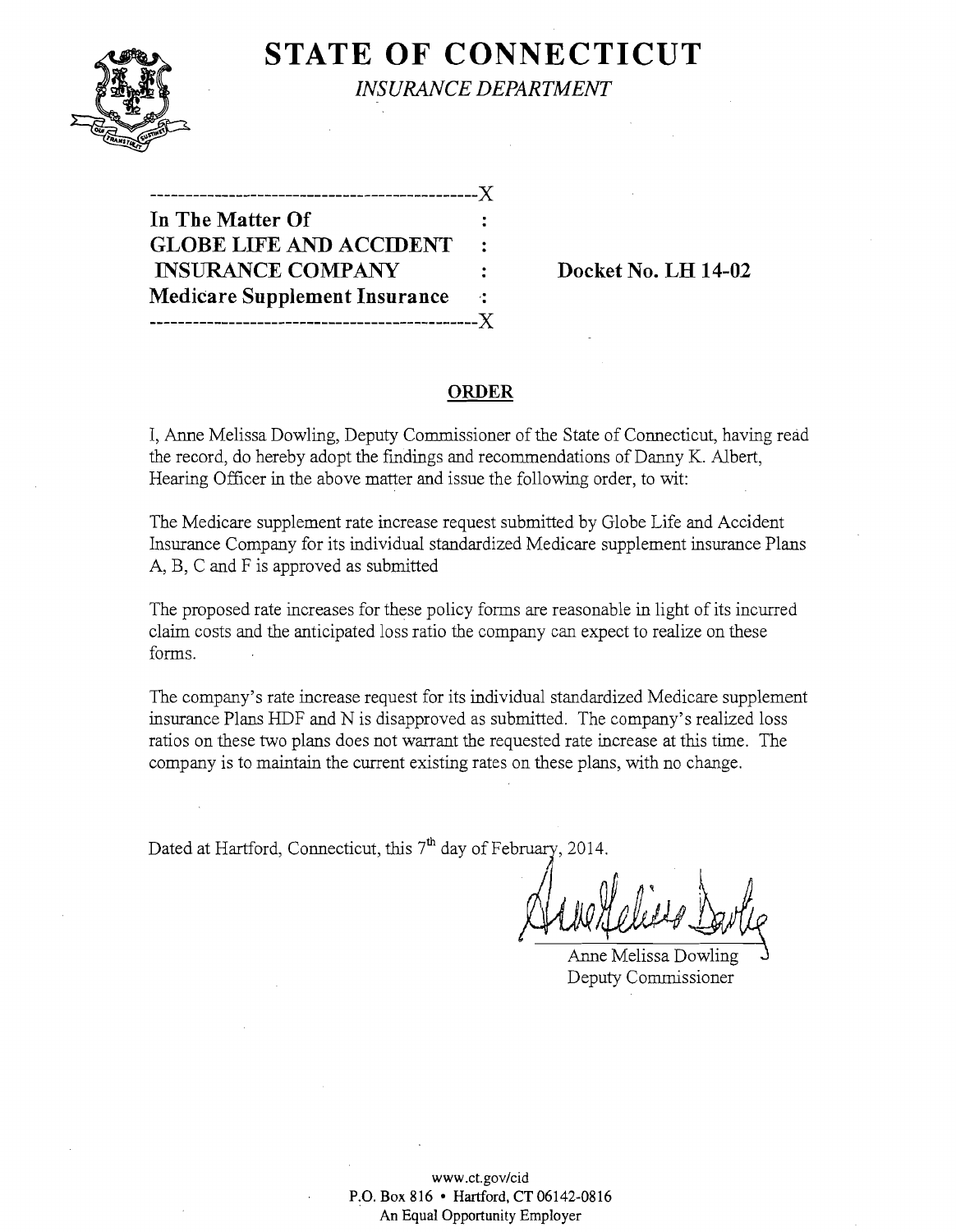# STATE OF CONNECTICUT

*INSURANCE DEPARTMENT*

```
----------------------------------------------X
In The Matter Of                              :
GLOBE LIFE AND ACCIDENT                       :
 INSURANCE COMPANY                            :     Docket No. LH 14-02
Medicare Supplement Insurance                 :
----------------------------------------------X
```

## ORDER

I, Anne Melissa Dowling, Deputy Commissioner of the State of Connecticut, having read the record, do hereby adopt the findings and recommendations of Danny K. Albert, Hearing Officer in the above matter and issue the following order, to wit:

The Medicare supplement rate increase request submitted by Globe Life and Accident Insurance Company for its individual standardized Medicare supplement insurance Plans A, B, C and F is approved as submitted

The proposed rate increases for these policy forms are reasonable in light of its incurred claim costs and the anticipated loss ratio the company can expect to realize on these forms.

The company's rate increase request for its individual standardized Medicare supplement insurance Plans HDF and N is disapproved as submitted. The company's realized loss ratios on these two plans does not warrant the requested rate increase at this time. The company is to maintain the current existing rates on these plans, with no change.

Dated at Hartford, Connecticut, this 7th day of February, 2014.

Anne Melissa Dowling
Deputy Commissioner

www.ct.gov/cid
P.O. Box 816 • Hartford, CT 06142-0816
An Equal Opportunity Employer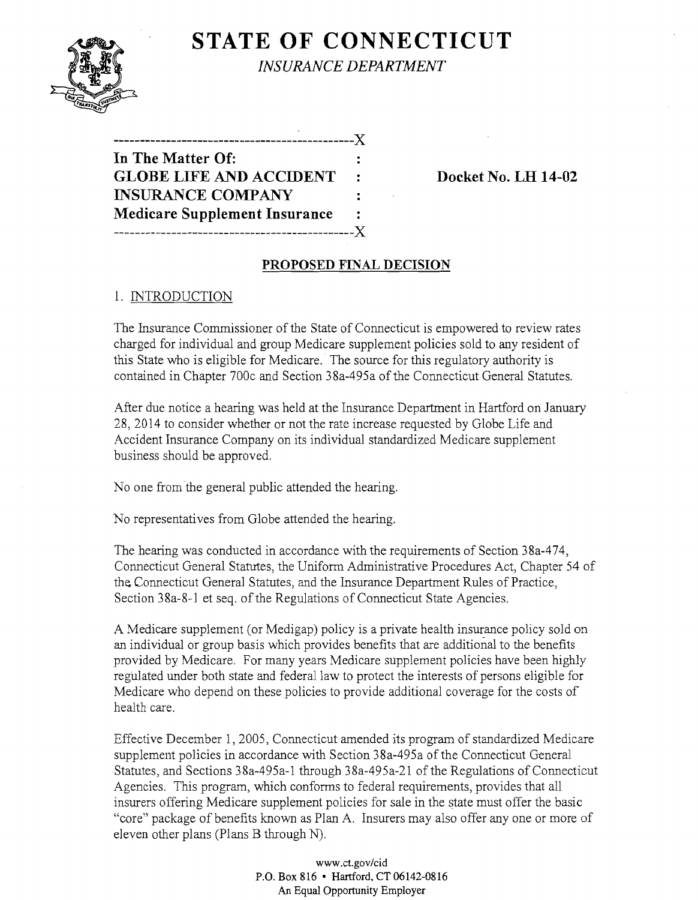# STATE OF CONNECTICUT

*INSURANCE DEPARTMENT*

---

**In The Matter Of:**
**GLOBE LIFE AND ACCIDENT INSURANCE COMPANY**
**Medicare Supplement Insurance**

**Docket No. LH 14-02**

---

## PROPOSED FINAL DECISION

### 1. INTRODUCTION

The Insurance Commissioner of the State of Connecticut is empowered to review rates charged for individual and group Medicare supplement policies sold to any resident of this State who is eligible for Medicare. The source for this regulatory authority is contained in Chapter 700c and Section 38a-495a of the Connecticut General Statutes.

After due notice a hearing was held at the Insurance Department in Hartford on January 28, 2014 to consider whether or not the rate increase requested by Globe Life and Accident Insurance Company on its individual standardized Medicare supplement business should be approved.

No one from the general public attended the hearing.

No representatives from Globe attended the hearing.

The hearing was conducted in accordance with the requirements of Section 38a-474, Connecticut General Statutes, the Uniform Administrative Procedures Act, Chapter 54 of the Connecticut General Statutes, and the Insurance Department Rules of Practice, Section 38a-8-1 et seq. of the Regulations of Connecticut State Agencies.

A Medicare supplement (or Medigap) policy is a private health insurance policy sold on an individual or group basis which provides benefits that are additional to the benefits provided by Medicare. For many years Medicare supplement policies have been highly regulated under both state and federal law to protect the interests of persons eligible for Medicare who depend on these policies to provide additional coverage for the costs of health care.

Effective December 1, 2005, Connecticut amended its program of standardized Medicare supplement policies in accordance with Section 38a-495a of the Connecticut General Statutes, and Sections 38a-495a-1 through 38a-495a-21 of the Regulations of Connecticut Agencies. This program, which conforms to federal requirements, provides that all insurers offering Medicare supplement policies for sale in the state must offer the basic "core" package of benefits known as Plan A. Insurers may also offer any one or more of eleven other plans (Plans B through N).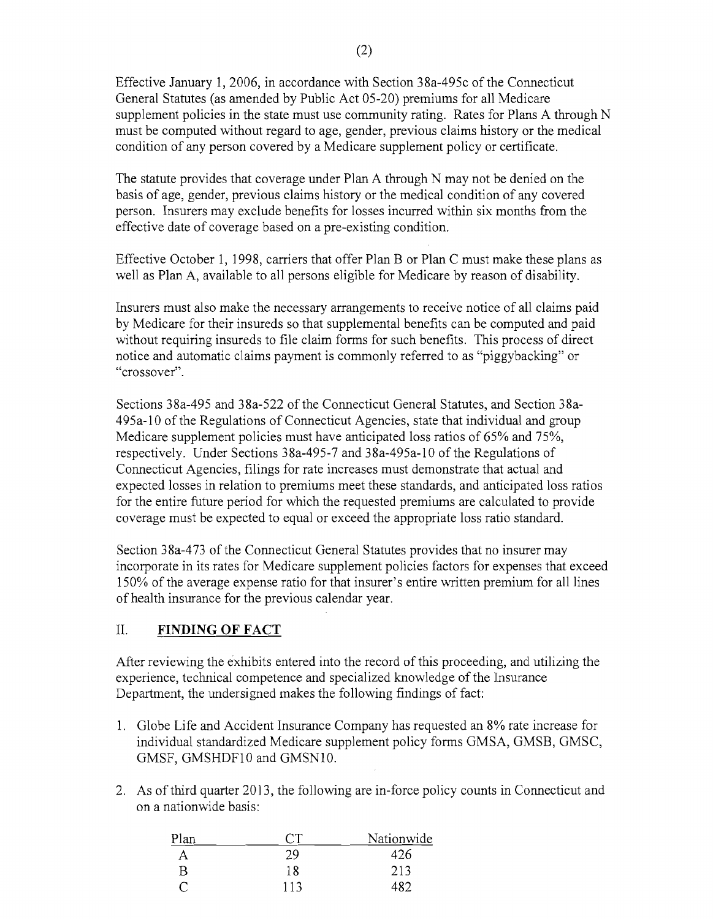Effective January 1, 2006, in accordance with Section 38a-495c of the Connecticut General Statutes (as amended by Public Act 05-20) premiums for all Medicare supplement policies in the state must use community rating. Rates for Plans A through N must be computed without regard to age, gender, previous claims history or the medical condition of any person covered by a Medicare supplement policy or certificate.

The statute provides that coverage under Plan A through N may not be denied on the basis of age, gender, previous claims history or the medical condition of any covered person. Insurers may exclude benefits for losses incurred within six months from the effective date of coverage based on a pre-existing condition.

Effective October 1, 1998, carriers that offer Plan B or Plan C must make these plans as well as Plan A, available to all persons eligible for Medicare by reason of disability.

Insurers must also make the necessary arrangements to receive notice of all claims paid by Medicare for their insureds so that supplemental benefits can be computed and paid without requiring insureds to file claim forms for such benefits. This process of direct notice and automatic claims payment is commonly referred to as "piggybacking" or "crossover".

Sections 38a-495 and 38a-522 of the Connecticut General Statutes, and Section 38a-495a-10 of the Regulations of Connecticut Agencies, state that individual and group Medicare supplement policies must have anticipated loss ratios of 65% and 75%, respectively. Under Sections 38a-495-7 and 38a-495a-10 of the Regulations of Connecticut Agencies, filings for rate increases must demonstrate that actual and expected losses in relation to premiums meet these standards, and anticipated loss ratios for the entire future period for which the requested premiums are calculated to provide coverage must be expected to equal or exceed the appropriate loss ratio standard.

Section 38a-473 of the Connecticut General Statutes provides that no insurer may incorporate in its rates for Medicare supplement policies factors for expenses that exceed 150% of the average expense ratio for that insurer's entire written premium for all lines of health insurance for the previous calendar year.

## II. FINDING OF FACT

After reviewing the exhibits entered into the record of this proceeding, and utilizing the experience, technical competence and specialized knowledge of the Insurance Department, the undersigned makes the following findings of fact:

1. Globe Life and Accident Insurance Company has requested an 8% rate increase for individual standardized Medicare supplement policy forms GMSA, GMSB, GMSC, GMSF, GMSHDF10 and GMSN10.

2. As of third quarter 2013, the following are in-force policy counts in Connecticut and on a nationwide basis:

| Plan | CT | Nationwide |
|---|---|---|
| A | 29 | 426 |
| B | 18 | 213 |
| C | 113 | 482 |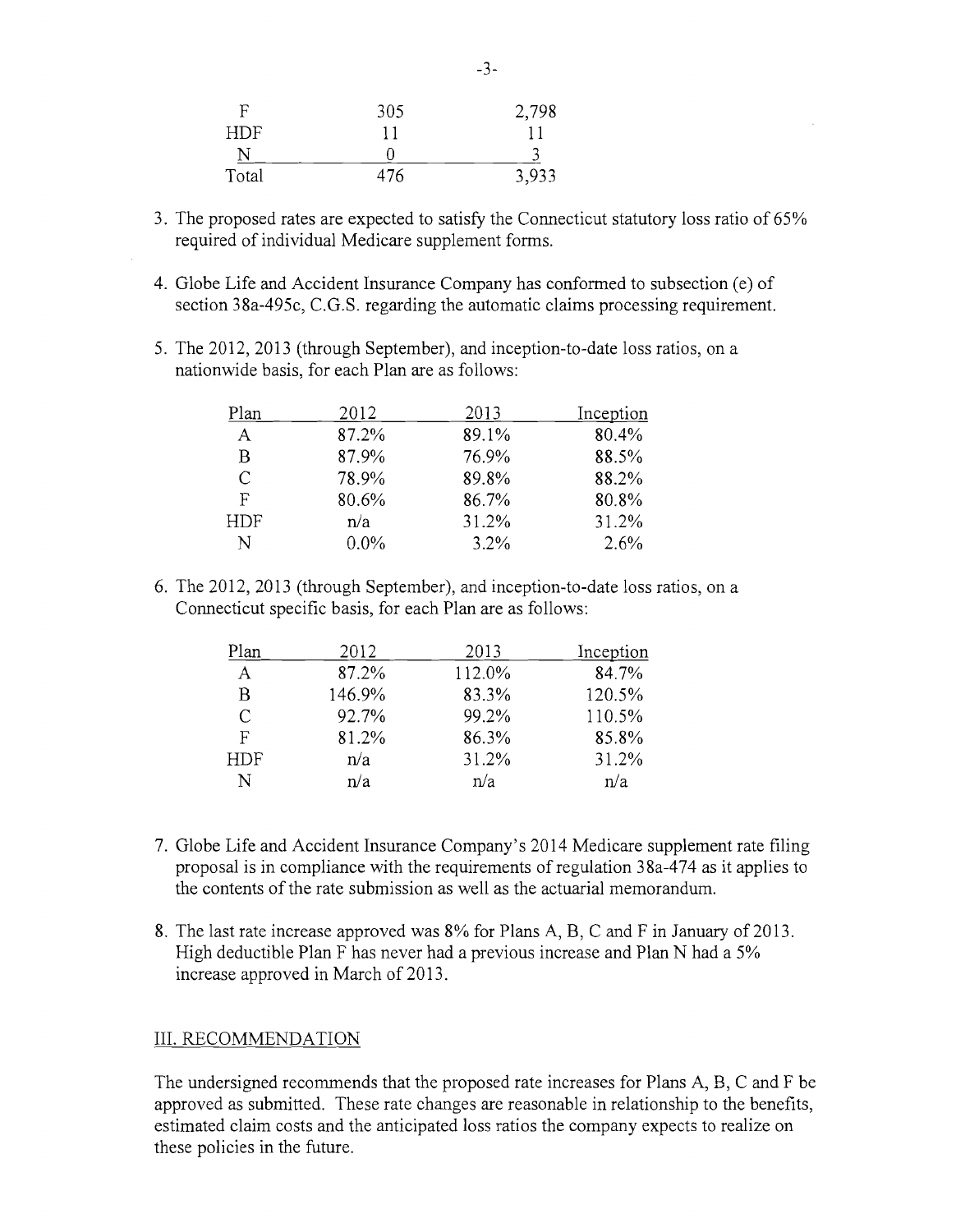| F | 305 | 2,798 |
|---|---|---|
| HDF | 11 | 11 |
| N | 0 | 3 |
| Total | 476 | 3,933 |

3. The proposed rates are expected to satisfy the Connecticut statutory loss ratio of 65% required of individual Medicare supplement forms.

4. Globe Life and Accident Insurance Company has conformed to subsection (e) of section 38a-495c, C.G.S. regarding the automatic claims processing requirement.

5. The 2012, 2013 (through September), and inception-to-date loss ratios, on a nationwide basis, for each Plan are as follows:

| Plan | 2012 | 2013 | Inception |
|---|---|---|---|
| A | 87.2% | 89.1% | 80.4% |
| B | 87.9% | 76.9% | 88.5% |
| C | 78.9% | 89.8% | 88.2% |
| F | 80.6% | 86.7% | 80.8% |
| HDF | n/a | 31.2% | 31.2% |
| N | 0.0% | 3.2% | 2.6% |

6. The 2012, 2013 (through September), and inception-to-date loss ratios, on a Connecticut specific basis, for each Plan are as follows:

| Plan | 2012 | 2013 | Inception |
|---|---|---|---|
| A | 87.2% | 112.0% | 84.7% |
| B | 146.9% | 83.3% | 120.5% |
| C | 92.7% | 99.2% | 110.5% |
| F | 81.2% | 86.3% | 85.8% |
| HDF | n/a | 31.2% | 31.2% |
| N | n/a | n/a | n/a |

7. Globe Life and Accident Insurance Company's 2014 Medicare supplement rate filing proposal is in compliance with the requirements of regulation 38a-474 as it applies to the contents of the rate submission as well as the actuarial memorandum.

8. The last rate increase approved was 8% for Plans A, B, C and F in January of 2013. High deductible Plan F has never had a previous increase and Plan N had a 5% increase approved in March of 2013.

## III. RECOMMENDATION

The undersigned recommends that the proposed rate increases for Plans A, B, C and F be approved as submitted. These rate changes are reasonable in relationship to the benefits, estimated claim costs and the anticipated loss ratios the company expects to realize on these policies in the future.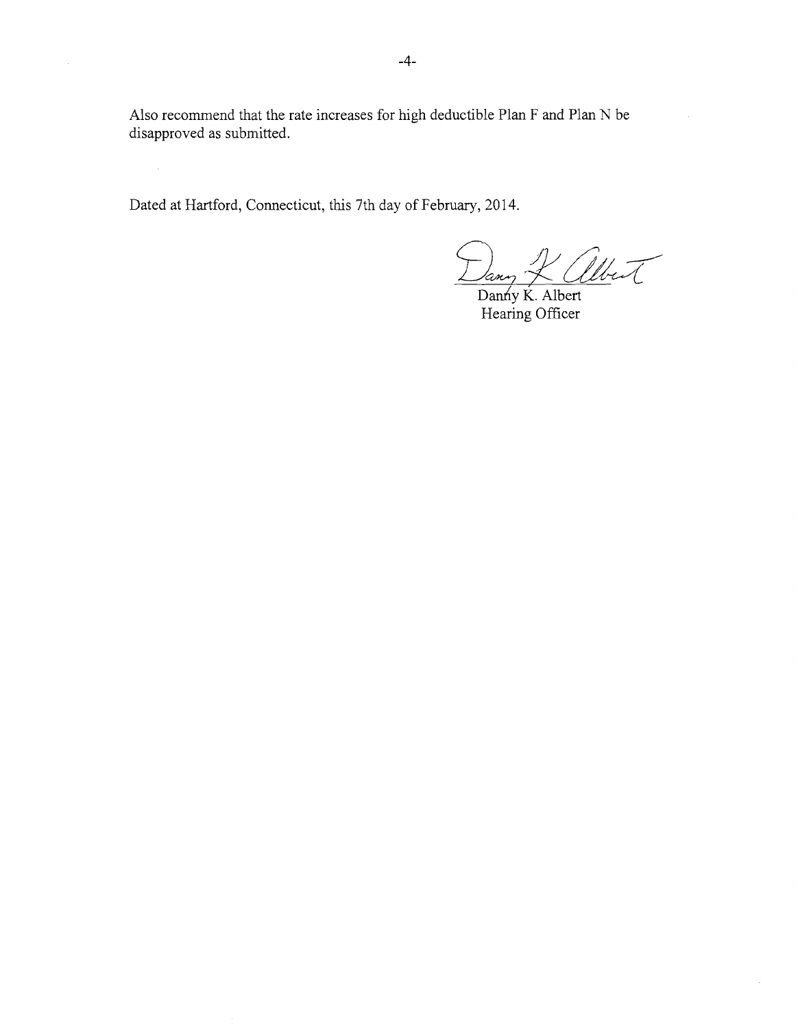Also recommend that the rate increases for high deductible Plan F and Plan N be disapproved as submitted.

Dated at Hartford, Connecticut, this 7th day of February, 2014.

Danny K. Albert
Hearing Officer